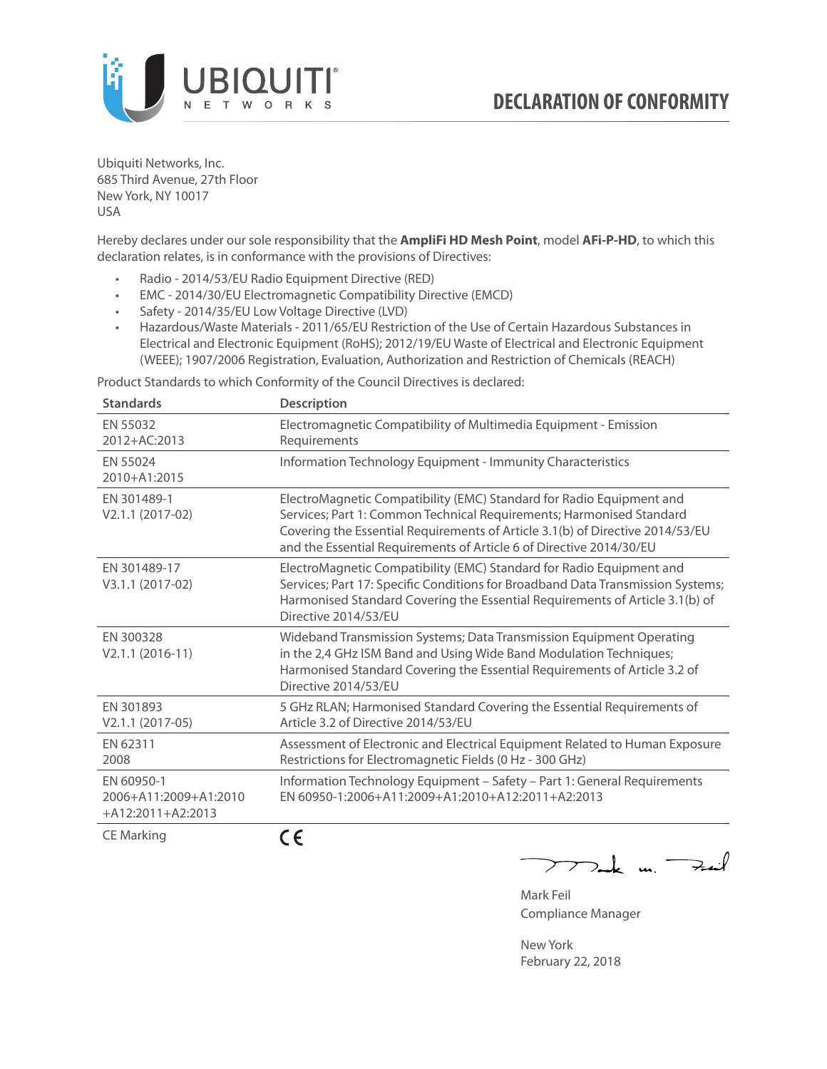# DECLARATION OF CONFORMITY

Ubiquiti Networks, Inc.
685 Third Avenue, 27th Floor
New York, NY 10017
USA

Hereby declares under our sole responsibility that the **AmpliFi HD Mesh Point**, model **AFi-P-HD**, to which this declaration relates, is in conformance with the provisions of Directives:

- Radio - 2014/53/EU Radio Equipment Directive (RED)
- EMC - 2014/30/EU Electromagnetic Compatibility Directive (EMCD)
- Safety - 2014/35/EU Low Voltage Directive (LVD)
- Hazardous/Waste Materials - 2011/65/EU Restriction of the Use of Certain Hazardous Substances in Electrical and Electronic Equipment (RoHS); 2012/19/EU Waste of Electrical and Electronic Equipment (WEEE); 1907/2006 Registration, Evaluation, Authorization and Restriction of Chemicals (REACH)

Product Standards to which Conformity of the Council Directives is declared:

| Standards | Description |
|---|---|
| EN 55032 2012+AC:2013 | Electromagnetic Compatibility of Multimedia Equipment - Emission Requirements |
| EN 55024 2010+A1:2015 | Information Technology Equipment - Immunity Characteristics |
| EN 301489-1 V2.1.1 (2017-02) | ElectroMagnetic Compatibility (EMC) Standard for Radio Equipment and Services; Part 1: Common Technical Requirements; Harmonised Standard Covering the Essential Requirements of Article 3.1(b) of Directive 2014/53/EU and the Essential Requirements of Article 6 of Directive 2014/30/EU |
| EN 301489-17 V3.1.1 (2017-02) | ElectroMagnetic Compatibility (EMC) Standard for Radio Equipment and Services; Part 17: Specific Conditions for Broadband Data Transmission Systems; Harmonised Standard Covering the Essential Requirements of Article 3.1(b) of Directive 2014/53/EU |
| EN 300328 V2.1.1 (2016-11) | Wideband Transmission Systems; Data Transmission Equipment Operating in the 2,4 GHz ISM Band and Using Wide Band Modulation Techniques; Harmonised Standard Covering the Essential Requirements of Article 3.2 of Directive 2014/53/EU |
| EN 301893 V2.1.1 (2017-05) | 5 GHz RLAN; Harmonised Standard Covering the Essential Requirements of Article 3.2 of Directive 2014/53/EU |
| EN 62311 2008 | Assessment of Electronic and Electrical Equipment Related to Human Exposure Restrictions for Electromagnetic Fields (0 Hz - 300 GHz) |
| EN 60950-1 2006+A11:2009+A1:2010 +A12:2011+A2:2013 | Information Technology Equipment – Safety – Part 1: General Requirements EN 60950-1:2006+A11:2009+A1:2010+A12:2011+A2:2013 |
| CE Marking | CE |

Mark Feil
Compliance Manager

New York
February 22, 2018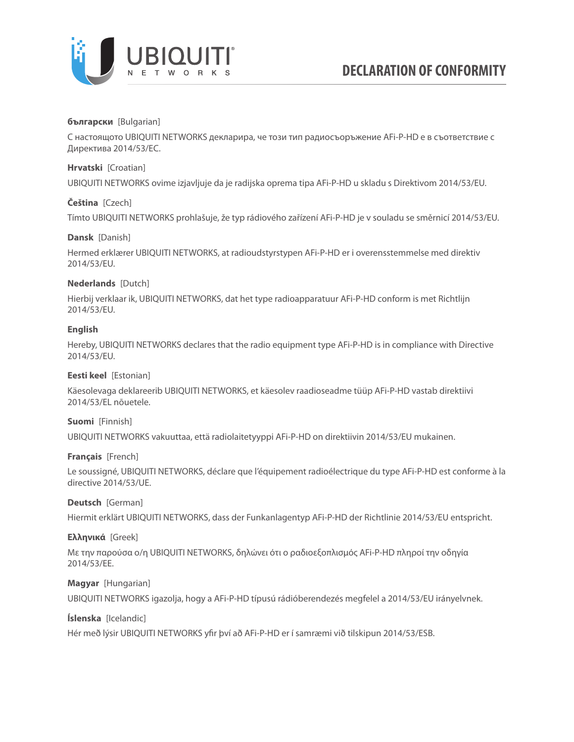# DECLARATION OF CONFORMITY

**български** [Bulgarian]

С настоящото UBIQUITI NETWORKS декларира, че този тип радиосъоръжение AFi-P-HD е в съответствие с Директива 2014/53/ЕС.

**Hrvatski** [Croatian]

UBIQUITI NETWORKS ovime izjavljuje da je radijska oprema tipa AFi-P-HD u skladu s Direktivom 2014/53/EU.

**Čeština** [Czech]

Tímto UBIQUITI NETWORKS prohlašuje, že typ rádiového zařízení AFi-P-HD je v souladu se směrnicí 2014/53/EU.

**Dansk** [Danish]

Hermed erklærer UBIQUITI NETWORKS, at radioudstyrstypen AFi-P-HD er i overensstemmelse med direktiv 2014/53/EU.

**Nederlands** [Dutch]

Hierbij verklaar ik, UBIQUITI NETWORKS, dat het type radioapparatuur AFi-P-HD conform is met Richtlijn 2014/53/EU.

**English**

Hereby, UBIQUITI NETWORKS declares that the radio equipment type AFi-P-HD is in compliance with Directive 2014/53/EU.

**Eesti keel** [Estonian]

Käesolevaga deklareerib UBIQUITI NETWORKS, et käesolev raadioseadme tüüp AFi-P-HD vastab direktiivi 2014/53/EL nõuetele.

**Suomi** [Finnish]

UBIQUITI NETWORKS vakuuttaa, että radiolaitetyyppi AFi-P-HD on direktiivin 2014/53/EU mukainen.

**Français** [French]

Le soussigné, UBIQUITI NETWORKS, déclare que l'équipement radioélectrique du type AFi-P-HD est conforme à la directive 2014/53/UE.

**Deutsch** [German]

Hiermit erklärt UBIQUITI NETWORKS, dass der Funkanlagentyp AFi-P-HD der Richtlinie 2014/53/EU entspricht.

**Ελληνικά** [Greek]

Με την παρούσα ο/η UBIQUITI NETWORKS, δηλώνει ότι ο ραδιοεξοπλισμός AFi-P-HD πληροί την οδηγία 2014/53/ΕΕ.

**Magyar** [Hungarian]

UBIQUITI NETWORKS igazolja, hogy a AFi-P-HD típusú rádióberendezés megfelel a 2014/53/EU irányelvnek.

**Íslenska** [Icelandic]

Hér með lýsir UBIQUITI NETWORKS yfir því að AFi-P-HD er í samræmi við tilskipun 2014/53/ESB.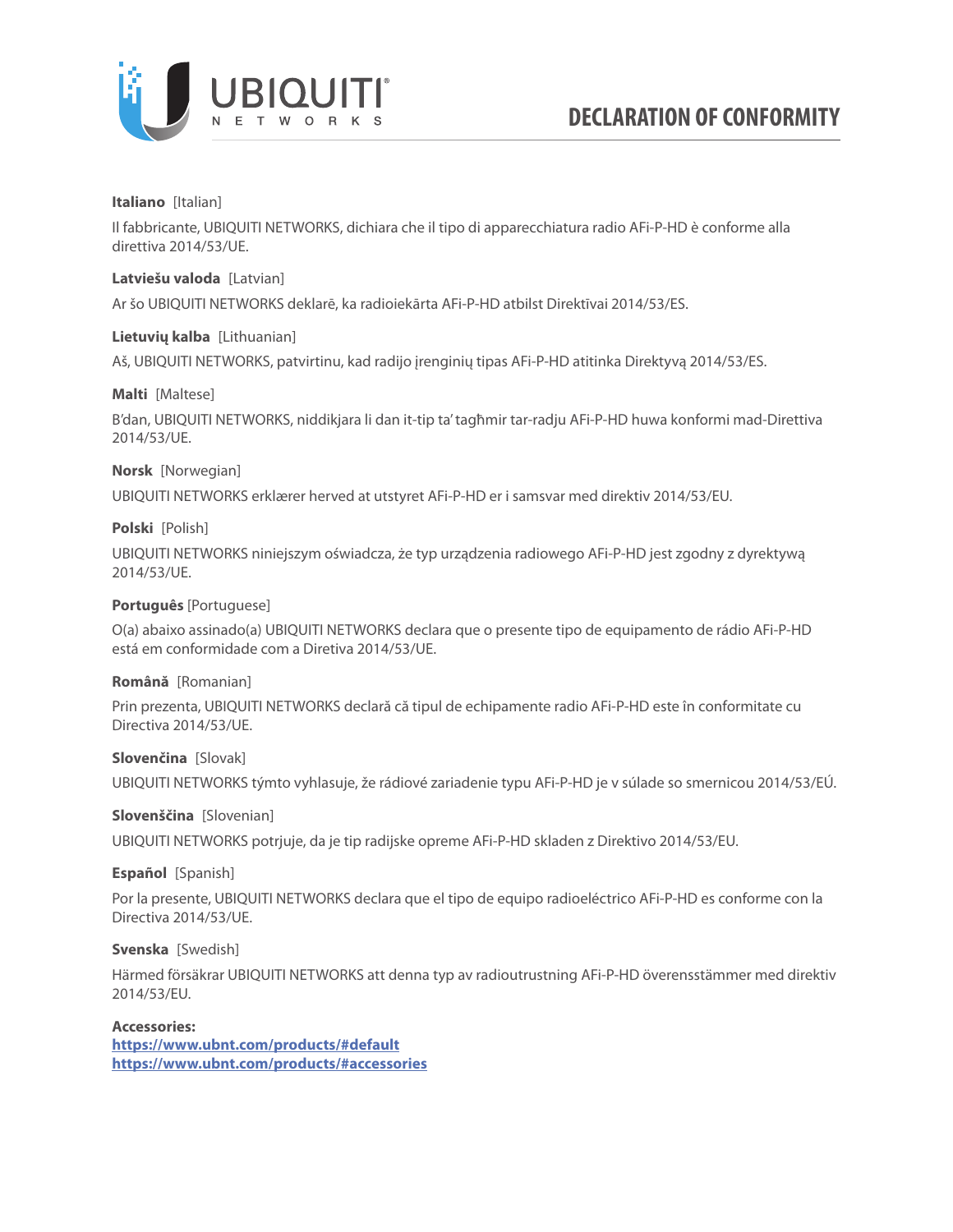# DECLARATION OF CONFORMITY

**Italiano** [Italian]

Il fabbricante, UBIQUITI NETWORKS, dichiara che il tipo di apparecchiatura radio AFi-P-HD è conforme alla direttiva 2014/53/UE.

**Latviešu valoda** [Latvian]

Ar šo UBIQUITI NETWORKS deklarē, ka radioiekārta AFi-P-HD atbilst Direktīvai 2014/53/ES.

**Lietuvių kalba** [Lithuanian]

Aš, UBIQUITI NETWORKS, patvirtinu, kad radijo įrenginių tipas AFi-P-HD atitinka Direktyvą 2014/53/ES.

**Malti** [Maltese]

B'dan, UBIQUITI NETWORKS, niddikjara li dan it-tip ta' tagħmir tar-radju AFi-P-HD huwa konformi mad-Direttiva 2014/53/UE.

**Norsk** [Norwegian]

UBIQUITI NETWORKS erklærer herved at utstyret AFi-P-HD er i samsvar med direktiv 2014/53/EU.

**Polski** [Polish]

UBIQUITI NETWORKS niniejszym oświadcza, że typ urządzenia radiowego AFi-P-HD jest zgodny z dyrektywą 2014/53/UE.

**Português** [Portuguese]

O(a) abaixo assinado(a) UBIQUITI NETWORKS declara que o presente tipo de equipamento de rádio AFi-P-HD está em conformidade com a Diretiva 2014/53/UE.

**Română** [Romanian]

Prin prezenta, UBIQUITI NETWORKS declară că tipul de echipamente radio AFi-P-HD este în conformitate cu Directiva 2014/53/UE.

**Slovenčina** [Slovak]

UBIQUITI NETWORKS týmto vyhlasuje, že rádiové zariadenie typu AFi-P-HD je v súlade so smernicou 2014/53/EÚ.

**Slovenščina** [Slovenian]

UBIQUITI NETWORKS potrjuje, da je tip radijske opreme AFi-P-HD skladen z Direktivo 2014/53/EU.

**Español** [Spanish]

Por la presente, UBIQUITI NETWORKS declara que el tipo de equipo radioeléctrico AFi-P-HD es conforme con la Directiva 2014/53/UE.

**Svenska** [Swedish]

Härmed försäkrar UBIQUITI NETWORKS att denna typ av radioutrustning AFi-P-HD överensstämmer med direktiv 2014/53/EU.

**Accessories:**
**https://www.ubnt.com/products/#default**
**https://www.ubnt.com/products/#accessories**